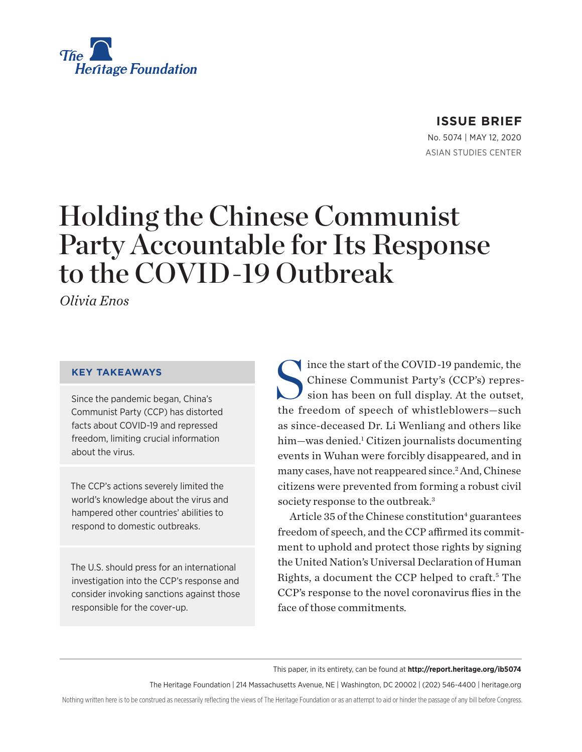The Heritage Foundation

**ISSUE BRIEF**

No. 5074 | MAY 12, 2020

ASIAN STUDIES CENTER

# Holding the Chinese Communist Party Accountable for Its Response to the COVID-19 Outbreak

*Olivia Enos*

**KEY TAKEAWAYS**

Since the pandemic began, China's Communist Party (CCP) has distorted facts about COVID-19 and repressed freedom, limiting crucial information about the virus.

The CCP's actions severely limited the world's knowledge about the virus and hampered other countries' abilities to respond to domestic outbreaks.

The U.S. should press for an international investigation into the CCP's response and consider invoking sanctions against those responsible for the cover-up.

Since the start of the COVID-19 pandemic, the Chinese Communist Party's (CCP's) repression has been on full display. At the outset, the freedom of speech of whistleblowers—such as since-deceased Dr. Li Wenliang and others like him—was denied.[1] Citizen journalists documenting events in Wuhan were forcibly disappeared, and in many cases, have not reappeared since.[2] And, Chinese citizens were prevented from forming a robust civil society response to the outbreak.[3]

Article 35 of the Chinese constitution[4] guarantees freedom of speech, and the CCP affirmed its commitment to uphold and protect those rights by signing the United Nation's Universal Declaration of Human Rights, a document the CCP helped to craft.[5] The CCP's response to the novel coronavirus flies in the face of those commitments.

This paper, in its entirety, can be found at **http://report.heritage.org/ib5074**

The Heritage Foundation | 214 Massachusetts Avenue, NE | Washington, DC 20002 | (202) 546-4400 | heritage.org

Nothing written here is to be construed as necessarily reflecting the views of The Heritage Foundation or as an attempt to aid or hinder the passage of any bill before Congress.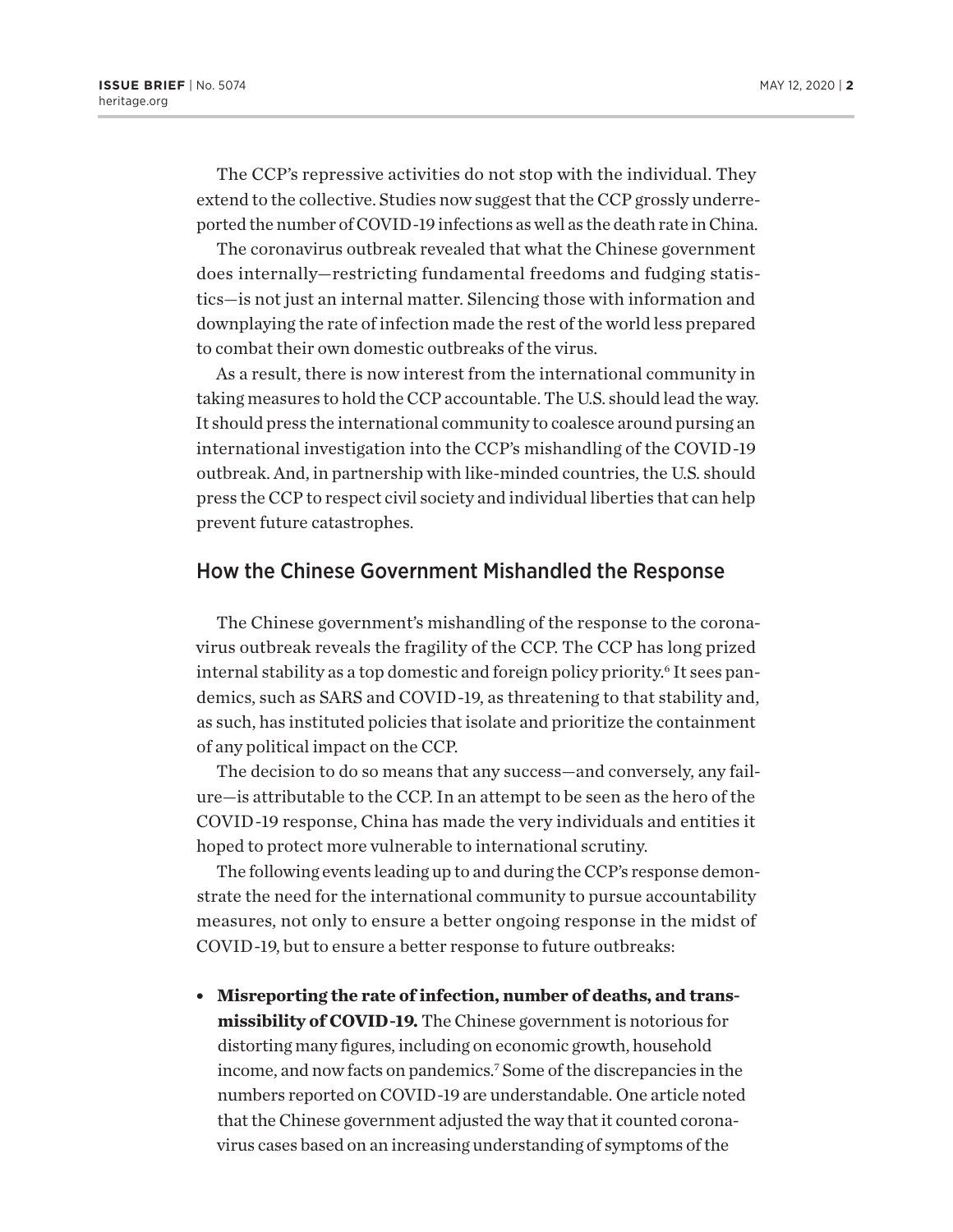The CCP's repressive activities do not stop with the individual. They extend to the collective. Studies now suggest that the CCP grossly underreported the number of COVID-19 infections as well as the death rate in China.

The coronavirus outbreak revealed that what the Chinese government does internally—restricting fundamental freedoms and fudging statistics—is not just an internal matter. Silencing those with information and downplaying the rate of infection made the rest of the world less prepared to combat their own domestic outbreaks of the virus.

As a result, there is now interest from the international community in taking measures to hold the CCP accountable. The U.S. should lead the way. It should press the international community to coalesce around pursing an international investigation into the CCP's mishandling of the COVID-19 outbreak. And, in partnership with like-minded countries, the U.S. should press the CCP to respect civil society and individual liberties that can help prevent future catastrophes.

## How the Chinese Government Mishandled the Response

The Chinese government's mishandling of the response to the coronavirus outbreak reveals the fragility of the CCP. The CCP has long prized internal stability as a top domestic and foreign policy priority.[6] It sees pandemics, such as SARS and COVID-19, as threatening to that stability and, as such, has instituted policies that isolate and prioritize the containment of any political impact on the CCP.

The decision to do so means that any success—and conversely, any failure—is attributable to the CCP. In an attempt to be seen as the hero of the COVID-19 response, China has made the very individuals and entities it hoped to protect more vulnerable to international scrutiny.

The following events leading up to and during the CCP's response demonstrate the need for the international community to pursue accountability measures, not only to ensure a better ongoing response in the midst of COVID-19, but to ensure a better response to future outbreaks:

- **Misreporting the rate of infection, number of deaths, and transmissibility of COVID-19.** The Chinese government is notorious for distorting many figures, including on economic growth, household income, and now facts on pandemics.[7] Some of the discrepancies in the numbers reported on COVID-19 are understandable. One article noted that the Chinese government adjusted the way that it counted coronavirus cases based on an increasing understanding of symptoms of the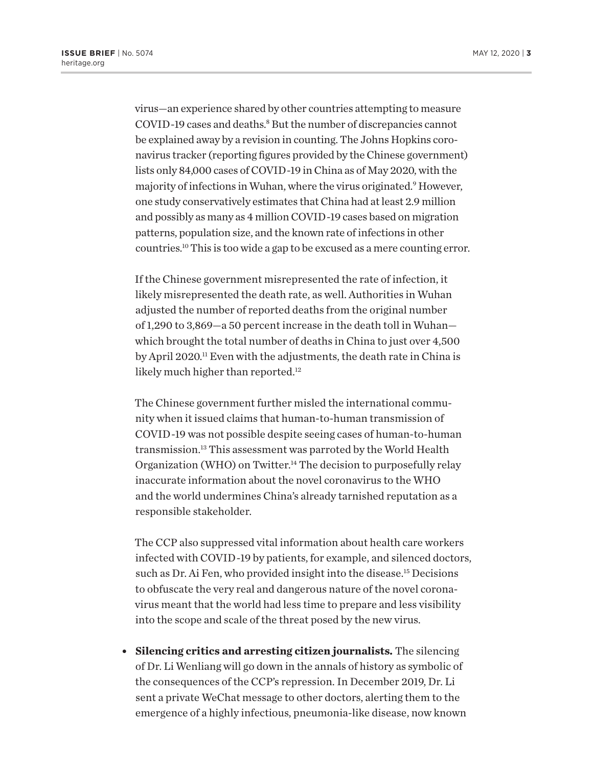virus—an experience shared by other countries attempting to measure COVID-19 cases and deaths.[8] But the number of discrepancies cannot be explained away by a revision in counting. The Johns Hopkins coronavirus tracker (reporting figures provided by the Chinese government) lists only 84,000 cases of COVID-19 in China as of May 2020, with the majority of infections in Wuhan, where the virus originated.[9] However, one study conservatively estimates that China had at least 2.9 million and possibly as many as 4 million COVID-19 cases based on migration patterns, population size, and the known rate of infections in other countries.[10] This is too wide a gap to be excused as a mere counting error.

If the Chinese government misrepresented the rate of infection, it likely misrepresented the death rate, as well. Authorities in Wuhan adjusted the number of reported deaths from the original number of 1,290 to 3,869—a 50 percent increase in the death toll in Wuhan—which brought the total number of deaths in China to just over 4,500 by April 2020.[11] Even with the adjustments, the death rate in China is likely much higher than reported.[12]

The Chinese government further misled the international community when it issued claims that human-to-human transmission of COVID-19 was not possible despite seeing cases of human-to-human transmission.[13] This assessment was parroted by the World Health Organization (WHO) on Twitter.[14] The decision to purposefully relay inaccurate information about the novel coronavirus to the WHO and the world undermines China's already tarnished reputation as a responsible stakeholder.

The CCP also suppressed vital information about health care workers infected with COVID-19 by patients, for example, and silenced doctors, such as Dr. Ai Fen, who provided insight into the disease.[15] Decisions to obfuscate the very real and dangerous nature of the novel coronavirus meant that the world had less time to prepare and less visibility into the scope and scale of the threat posed by the new virus.

- **Silencing critics and arresting citizen journalists.** The silencing of Dr. Li Wenliang will go down in the annals of history as symbolic of the consequences of the CCP's repression. In December 2019, Dr. Li sent a private WeChat message to other doctors, alerting them to the emergence of a highly infectious, pneumonia-like disease, now known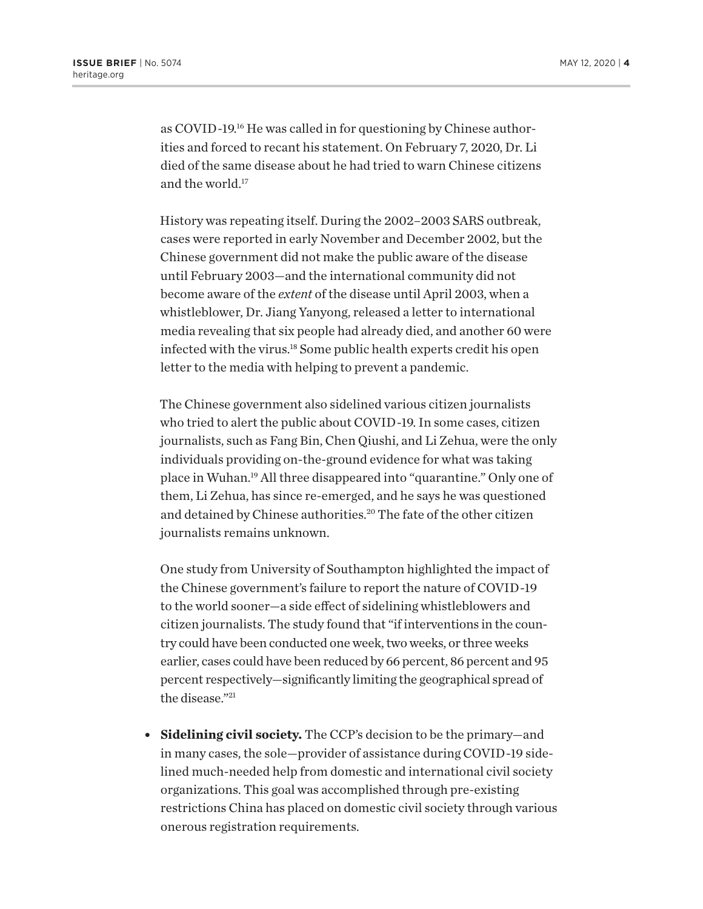as COVID-19.[16] He was called in for questioning by Chinese authorities and forced to recant his statement. On February 7, 2020, Dr. Li died of the same disease about he had tried to warn Chinese citizens and the world.[17]

History was repeating itself. During the 2002–2003 SARS outbreak, cases were reported in early November and December 2002, but the Chinese government did not make the public aware of the disease until February 2003—and the international community did not become aware of the *extent* of the disease until April 2003, when a whistleblower, Dr. Jiang Yanyong, released a letter to international media revealing that six people had already died, and another 60 were infected with the virus.[18] Some public health experts credit his open letter to the media with helping to prevent a pandemic.

The Chinese government also sidelined various citizen journalists who tried to alert the public about COVID-19. In some cases, citizen journalists, such as Fang Bin, Chen Qiushi, and Li Zehua, were the only individuals providing on-the-ground evidence for what was taking place in Wuhan.[19] All three disappeared into "quarantine." Only one of them, Li Zehua, has since re-emerged, and he says he was questioned and detained by Chinese authorities.[20] The fate of the other citizen journalists remains unknown.

One study from University of Southampton highlighted the impact of the Chinese government's failure to report the nature of COVID-19 to the world sooner—a side effect of sidelining whistleblowers and citizen journalists. The study found that "if interventions in the country could have been conducted one week, two weeks, or three weeks earlier, cases could have been reduced by 66 percent, 86 percent and 95 percent respectively—significantly limiting the geographical spread of the disease."[21]

- **Sidelining civil society.** The CCP's decision to be the primary—and in many cases, the sole—provider of assistance during COVID-19 sidelined much-needed help from domestic and international civil society organizations. This goal was accomplished through pre-existing restrictions China has placed on domestic civil society through various onerous registration requirements.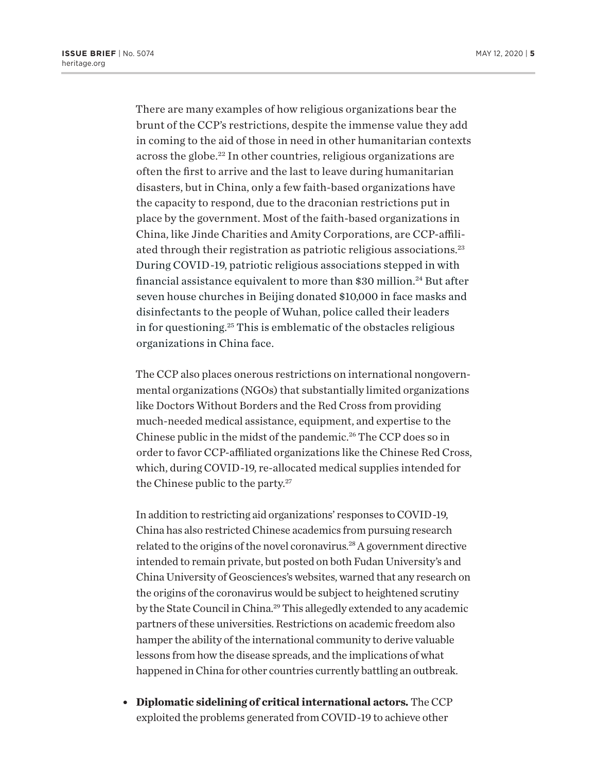There are many examples of how religious organizations bear the brunt of the CCP's restrictions, despite the immense value they add in coming to the aid of those in need in other humanitarian contexts across the globe.[22] In other countries, religious organizations are often the first to arrive and the last to leave during humanitarian disasters, but in China, only a few faith-based organizations have the capacity to respond, due to the draconian restrictions put in place by the government. Most of the faith-based organizations in China, like Jinde Charities and Amity Corporations, are CCP-affiliated through their registration as patriotic religious associations.[23] During COVID-19, patriotic religious associations stepped in with financial assistance equivalent to more than $30 million.[24] But after seven house churches in Beijing donated $10,000 in face masks and disinfectants to the people of Wuhan, police called their leaders in for questioning.[25] This is emblematic of the obstacles religious organizations in China face.

The CCP also places onerous restrictions on international nongovernmental organizations (NGOs) that substantially limited organizations like Doctors Without Borders and the Red Cross from providing much-needed medical assistance, equipment, and expertise to the Chinese public in the midst of the pandemic.[26] The CCP does so in order to favor CCP-affiliated organizations like the Chinese Red Cross, which, during COVID-19, re-allocated medical supplies intended for the Chinese public to the party.[27]

In addition to restricting aid organizations' responses to COVID-19, China has also restricted Chinese academics from pursuing research related to the origins of the novel coronavirus.[28] A government directive intended to remain private, but posted on both Fudan University's and China University of Geosciences's websites, warned that any research on the origins of the coronavirus would be subject to heightened scrutiny by the State Council in China.[29] This allegedly extended to any academic partners of these universities. Restrictions on academic freedom also hamper the ability of the international community to derive valuable lessons from how the disease spreads, and the implications of what happened in China for other countries currently battling an outbreak.

- **Diplomatic sidelining of critical international actors.** The CCP exploited the problems generated from COVID-19 to achieve other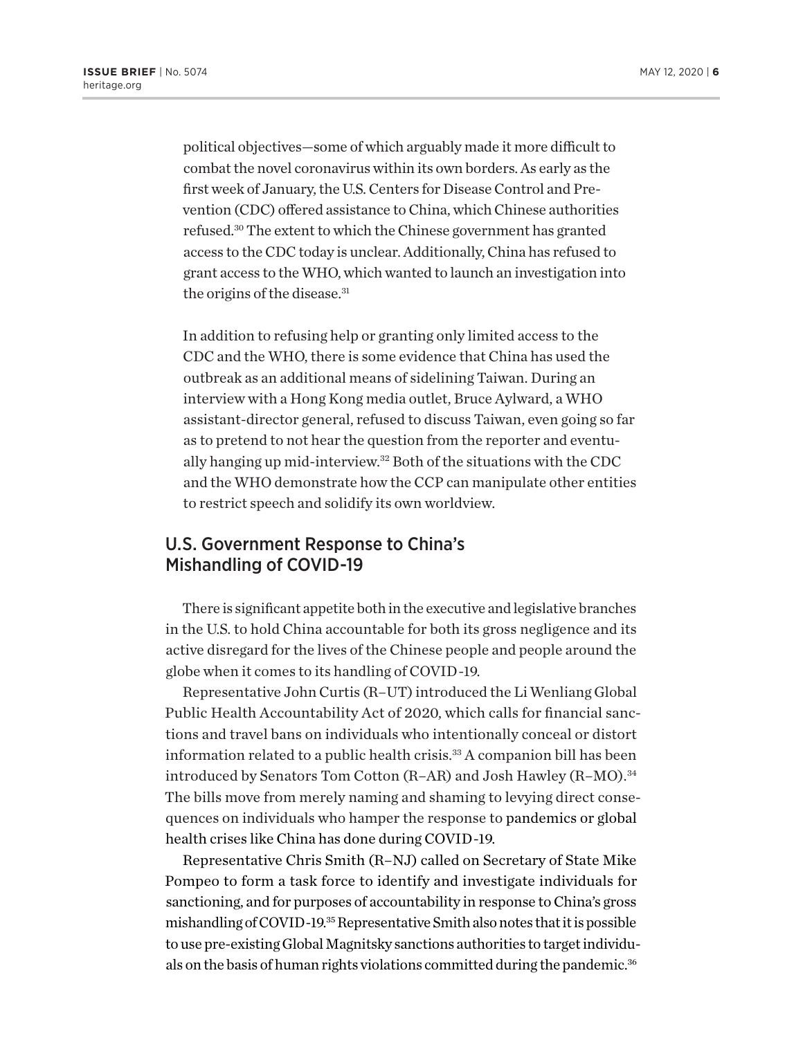political objectives—some of which arguably made it more difficult to combat the novel coronavirus within its own borders. As early as the first week of January, the U.S. Centers for Disease Control and Prevention (CDC) offered assistance to China, which Chinese authorities refused.[30] The extent to which the Chinese government has granted access to the CDC today is unclear. Additionally, China has refused to grant access to the WHO, which wanted to launch an investigation into the origins of the disease.[31]

In addition to refusing help or granting only limited access to the CDC and the WHO, there is some evidence that China has used the outbreak as an additional means of sidelining Taiwan. During an interview with a Hong Kong media outlet, Bruce Aylward, a WHO assistant-director general, refused to discuss Taiwan, even going so far as to pretend to not hear the question from the reporter and eventually hanging up mid-interview.[32] Both of the situations with the CDC and the WHO demonstrate how the CCP can manipulate other entities to restrict speech and solidify its own worldview.

## U.S. Government Response to China's Mishandling of COVID-19

There is significant appetite both in the executive and legislative branches in the U.S. to hold China accountable for both its gross negligence and its active disregard for the lives of the Chinese people and people around the globe when it comes to its handling of COVID-19.

Representative John Curtis (R–UT) introduced the Li Wenliang Global Public Health Accountability Act of 2020, which calls for financial sanctions and travel bans on individuals who intentionally conceal or distort information related to a public health crisis.[33] A companion bill has been introduced by Senators Tom Cotton (R–AR) and Josh Hawley (R–MO).[34] The bills move from merely naming and shaming to levying direct consequences on individuals who hamper the response to pandemics or global health crises like China has done during COVID-19.

Representative Chris Smith (R–NJ) called on Secretary of State Mike Pompeo to form a task force to identify and investigate individuals for sanctioning, and for purposes of accountability in response to China's gross mishandling of COVID-19.[35] Representative Smith also notes that it is possible to use pre-existing Global Magnitsky sanctions authorities to target individuals on the basis of human rights violations committed during the pandemic.[36]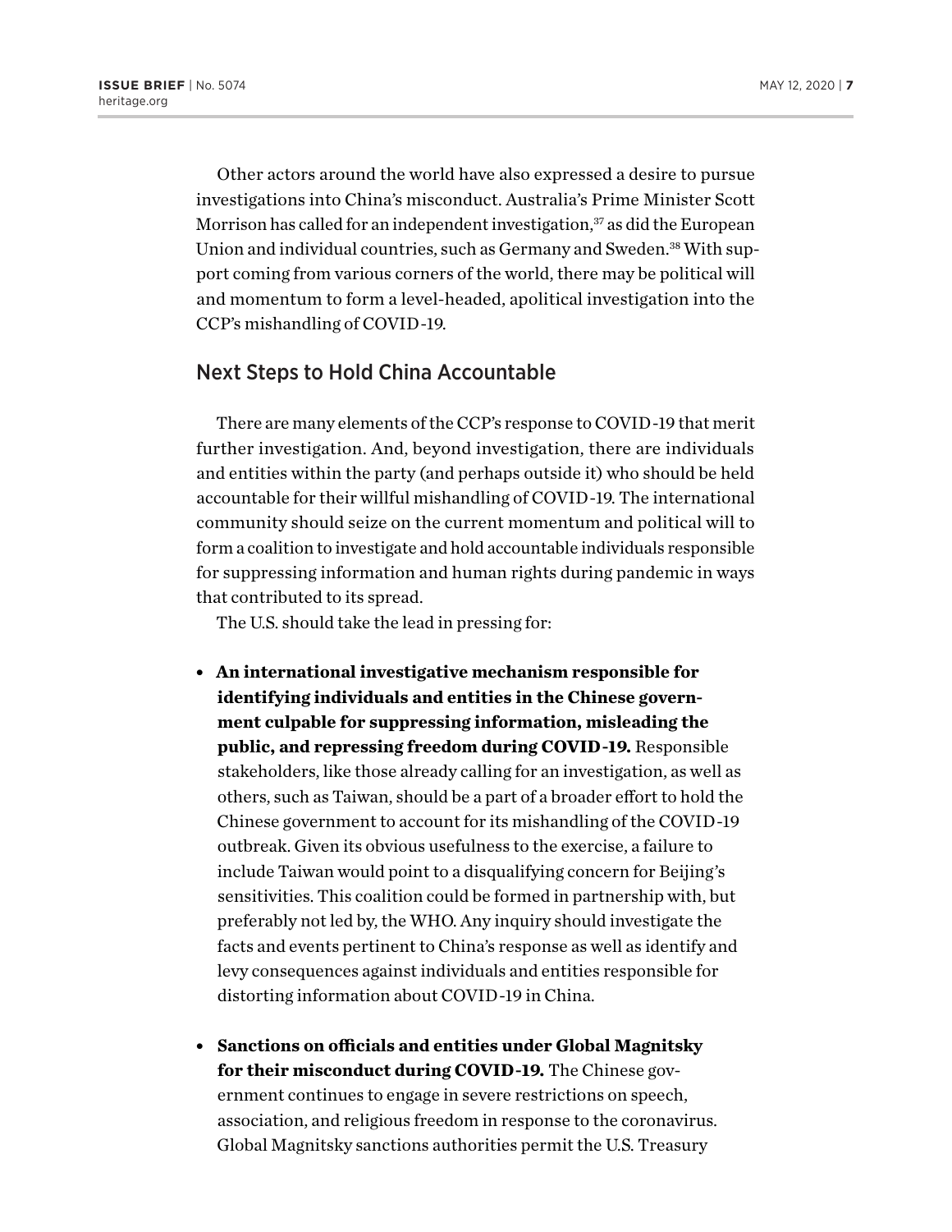Other actors around the world have also expressed a desire to pursue investigations into China's misconduct. Australia's Prime Minister Scott Morrison has called for an independent investigation,[37] as did the European Union and individual countries, such as Germany and Sweden.[38] With support coming from various corners of the world, there may be political will and momentum to form a level-headed, apolitical investigation into the CCP's mishandling of COVID-19.

## Next Steps to Hold China Accountable

There are many elements of the CCP's response to COVID-19 that merit further investigation. And, beyond investigation, there are individuals and entities within the party (and perhaps outside it) who should be held accountable for their willful mishandling of COVID-19. The international community should seize on the current momentum and political will to form a coalition to investigate and hold accountable individuals responsible for suppressing information and human rights during pandemic in ways that contributed to its spread.

The U.S. should take the lead in pressing for:

- **An international investigative mechanism responsible for identifying individuals and entities in the Chinese government culpable for suppressing information, misleading the public, and repressing freedom during COVID-19.** Responsible stakeholders, like those already calling for an investigation, as well as others, such as Taiwan, should be a part of a broader effort to hold the Chinese government to account for its mishandling of the COVID-19 outbreak. Given its obvious usefulness to the exercise, a failure to include Taiwan would point to a disqualifying concern for Beijing's sensitivities. This coalition could be formed in partnership with, but preferably not led by, the WHO. Any inquiry should investigate the facts and events pertinent to China's response as well as identify and levy consequences against individuals and entities responsible for distorting information about COVID-19 in China.
- **Sanctions on officials and entities under Global Magnitsky for their misconduct during COVID-19.** The Chinese government continues to engage in severe restrictions on speech, association, and religious freedom in response to the coronavirus. Global Magnitsky sanctions authorities permit the U.S. Treasury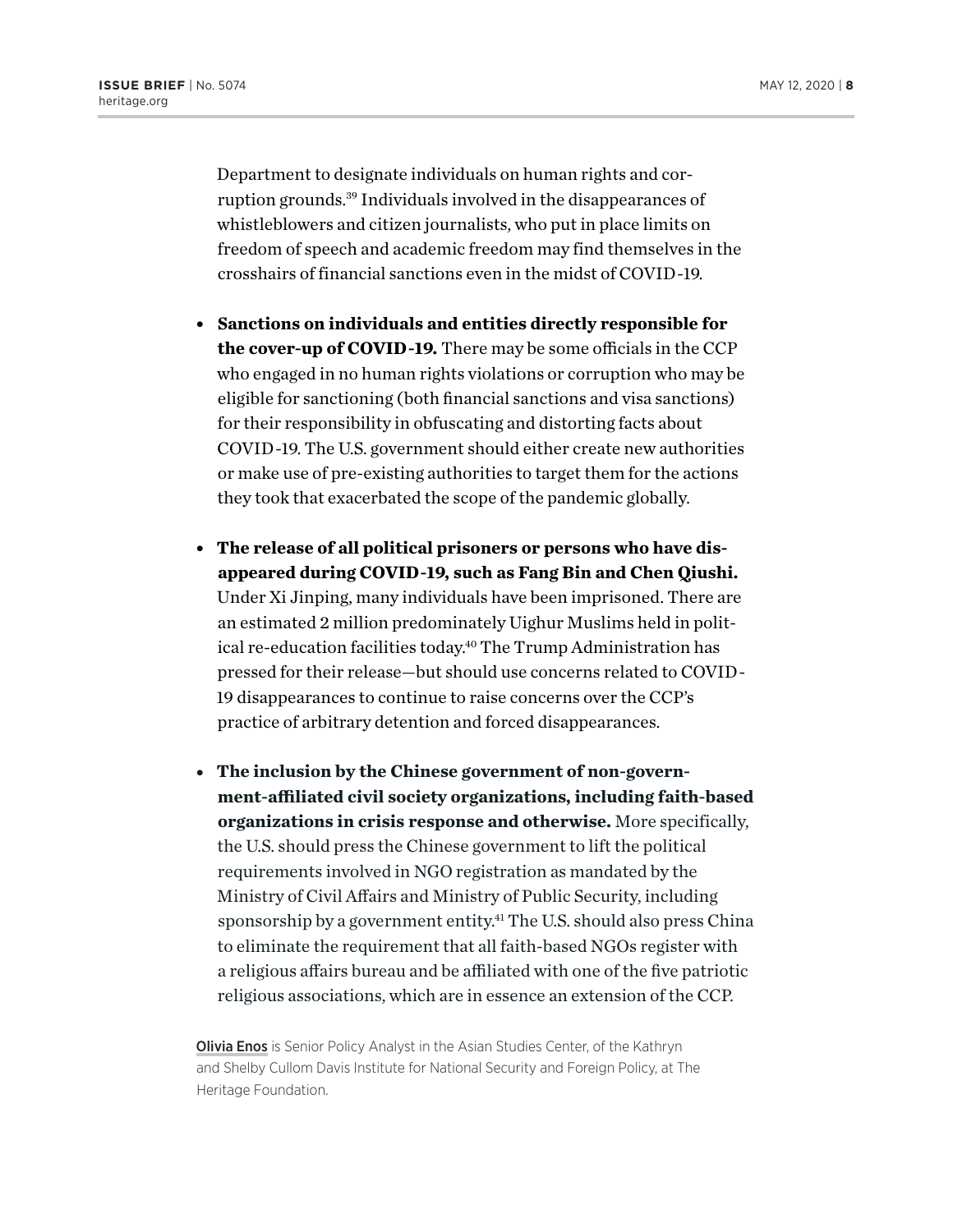Department to designate individuals on human rights and corruption grounds.[39] Individuals involved in the disappearances of whistleblowers and citizen journalists, who put in place limits on freedom of speech and academic freedom may find themselves in the crosshairs of financial sanctions even in the midst of COVID-19.

- **Sanctions on individuals and entities directly responsible for the cover-up of COVID-19.** There may be some officials in the CCP who engaged in no human rights violations or corruption who may be eligible for sanctioning (both financial sanctions and visa sanctions) for their responsibility in obfuscating and distorting facts about COVID-19. The U.S. government should either create new authorities or make use of pre-existing authorities to target them for the actions they took that exacerbated the scope of the pandemic globally.

- **The release of all political prisoners or persons who have disappeared during COVID-19, such as Fang Bin and Chen Qiushi.** Under Xi Jinping, many individuals have been imprisoned. There are an estimated 2 million predominately Uighur Muslims held in political re-education facilities today.[40] The Trump Administration has pressed for their release—but should use concerns related to COVID-19 disappearances to continue to raise concerns over the CCP's practice of arbitrary detention and forced disappearances.

- **The inclusion by the Chinese government of non-government-affiliated civil society organizations, including faith-based organizations in crisis response and otherwise.** More specifically, the U.S. should press the Chinese government to lift the political requirements involved in NGO registration as mandated by the Ministry of Civil Affairs and Ministry of Public Security, including sponsorship by a government entity.[41] The U.S. should also press China to eliminate the requirement that all faith-based NGOs register with a religious affairs bureau and be affiliated with one of the five patriotic religious associations, which are in essence an extension of the CCP.

Olivia Enos is Senior Policy Analyst in the Asian Studies Center, of the Kathryn and Shelby Cullom Davis Institute for National Security and Foreign Policy, at The Heritage Foundation.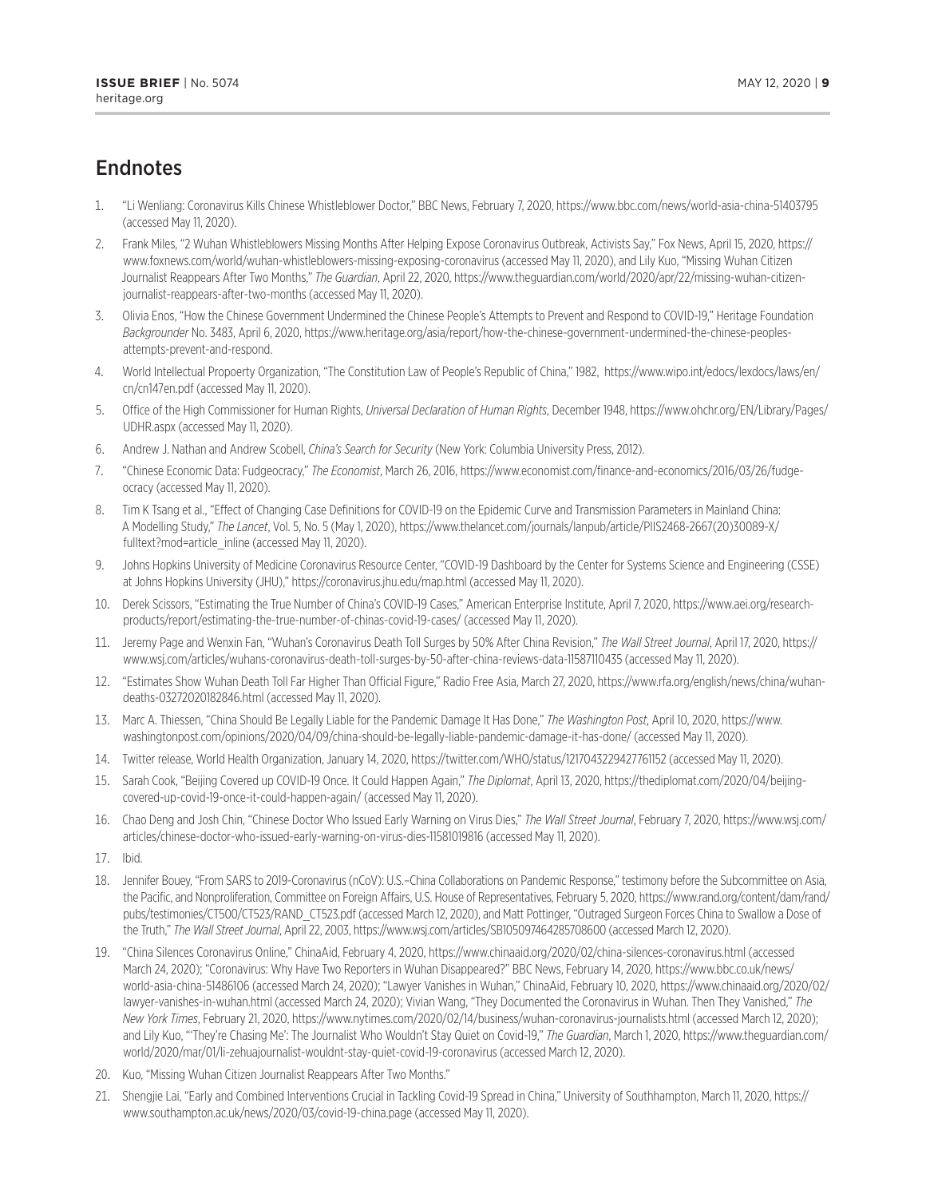## Endnotes

1. "Li Wenliang: Coronavirus Kills Chinese Whistleblower Doctor," BBC News, February 7, 2020, https://www.bbc.com/news/world-asia-china-51403795 (accessed May 11, 2020).
2. Frank Miles, "2 Wuhan Whistleblowers Missing Months After Helping Expose Coronavirus Outbreak, Activists Say," Fox News, April 15, 2020, https://www.foxnews.com/world/wuhan-whistleblowers-missing-exposing-coronavirus (accessed May 11, 2020), and Lily Kuo, "Missing Wuhan Citizen Journalist Reappears After Two Months," *The Guardian*, April 22, 2020, https://www.theguardian.com/world/2020/apr/22/missing-wuhan-citizen-journalist-reappears-after-two-months (accessed May 11, 2020).
3. Olivia Enos, "How the Chinese Government Undermined the Chinese People's Attempts to Prevent and Respond to COVID-19," Heritage Foundation *Backgrounder* No. 3483, April 6, 2020, https://www.heritage.org/asia/report/how-the-chinese-government-undermined-the-chinese-peoples-attempts-prevent-and-respond.
4. World Intellectual Propoerty Organization, "The Constitution Law of People's Republic of China," 1982, https://www.wipo.int/edocs/lexdocs/laws/en/cn/cn147en.pdf (accessed May 11, 2020).
5. Office of the High Commissioner for Human Rights, *Universal Declaration of Human Rights*, December 1948, https://www.ohchr.org/EN/Library/Pages/UDHR.aspx (accessed May 11, 2020).
6. Andrew J. Nathan and Andrew Scobell, *China's Search for Security* (New York: Columbia University Press, 2012).
7. "Chinese Economic Data: Fudgeocracy," *The Economist*, March 26, 2016, https://www.economist.com/finance-and-economics/2016/03/26/fudge-ocracy (accessed May 11, 2020).
8. Tim K Tsang et al., "Effect of Changing Case Definitions for COVID-19 on the Epidemic Curve and Transmission Parameters in Mainland China: A Modelling Study," *The Lancet*, Vol. 5, No. 5 (May 1, 2020), https://www.thelancet.com/journals/lanpub/article/PIIS2468-2667(20)30089-X/fulltext?mod=article_inline (accessed May 11, 2020).
9. Johns Hopkins University of Medicine Coronavirus Resource Center, "COVID-19 Dashboard by the Center for Systems Science and Engineering (CSSE) at Johns Hopkins University (JHU)," https://coronavirus.jhu.edu/map.html (accessed May 11, 2020).
10. Derek Scissors, "Estimating the True Number of China's COVID-19 Cases," American Enterprise Institute, April 7, 2020, https://www.aei.org/research-products/report/estimating-the-true-number-of-chinas-covid-19-cases/ (accessed May 11, 2020).
11. Jeremy Page and Wenxin Fan, "Wuhan's Coronavirus Death Toll Surges by 50% After China Revision," *The Wall Street Journal*, April 17, 2020, https://www.wsj.com/articles/wuhans-coronavirus-death-toll-surges-by-50-after-china-reviews-data-11587110435 (accessed May 11, 2020).
12. "Estimates Show Wuhan Death Toll Far Higher Than Official Figure," Radio Free Asia, March 27, 2020, https://www.rfa.org/english/news/china/wuhan-deaths-03272020182846.html (accessed May 11, 2020).
13. Marc A. Thiessen, "China Should Be Legally Liable for the Pandemic Damage It Has Done," *The Washington Post*, April 10, 2020, https://www.washingtonpost.com/opinions/2020/04/09/china-should-be-legally-liable-pandemic-damage-it-has-done/ (accessed May 11, 2020).
14. Twitter release, World Health Organization, January 14, 2020, https://twitter.com/WHO/status/1217043229427761152 (accessed May 11, 2020).
15. Sarah Cook, "Beijing Covered up COVID-19 Once. It Could Happen Again," *The Diplomat*, April 13, 2020, https://thediplomat.com/2020/04/beijing-covered-up-covid-19-once-it-could-happen-again/ (accessed May 11, 2020).
16. Chao Deng and Josh Chin, "Chinese Doctor Who Issued Early Warning on Virus Dies," *The Wall Street Journal*, February 7, 2020, https://www.wsj.com/articles/chinese-doctor-who-issued-early-warning-on-virus-dies-11581019816 (accessed May 11, 2020).
17. Ibid.
18. Jennifer Bouey, "From SARS to 2019-Coronavirus (nCoV): U.S.–China Collaborations on Pandemic Response," testimony before the Subcommittee on Asia, the Pacific, and Nonproliferation, Committee on Foreign Affairs, U.S. House of Representatives, February 5, 2020, https://www.rand.org/content/dam/rand/pubs/testimonies/CT500/CT523/RAND_CT523.pdf (accessed March 12, 2020), and Matt Pottinger, "Outraged Surgeon Forces China to Swallow a Dose of the Truth," *The Wall Street Journal*, April 22, 2003, https://www.wsj.com/articles/SB105097464285708600 (accessed March 12, 2020).
19. "China Silences Coronavirus Online," ChinaAid, February 4, 2020, https://www.chinaaid.org/2020/02/china-silences-coronavirus.html (accessed March 24, 2020); "Coronavirus: Why Have Two Reporters in Wuhan Disappeared?" BBC News, February 14, 2020, https://www.bbc.co.uk/news/world-asia-china-51486106 (accessed March 24, 2020); "Lawyer Vanishes in Wuhan," ChinaAid, February 10, 2020, https://www.chinaaid.org/2020/02/lawyer-vanishes-in-wuhan.html (accessed March 24, 2020); Vivian Wang, "They Documented the Coronavirus in Wuhan. Then They Vanished," *The New York Times*, February 21, 2020, https://www.nytimes.com/2020/02/14/business/wuhan-coronavirus-journalists.html (accessed March 12, 2020); and Lily Kuo, "'They're Chasing Me': The Journalist Who Wouldn't Stay Quiet on Covid-19," *The Guardian*, March 1, 2020, https://www.theguardian.com/world/2020/mar/01/li-zehuajournalist-wouldnt-stay-quiet-covid-19-coronavirus (accessed March 12, 2020).
20. Kuo, "Missing Wuhan Citizen Journalist Reappears After Two Months."
21. Shengjie Lai, "Early and Combined Interventions Crucial in Tackling Covid-19 Spread in China," University of Southhampton, March 11, 2020, https://www.southampton.ac.uk/news/2020/03/covid-19-china.page (accessed May 11, 2020).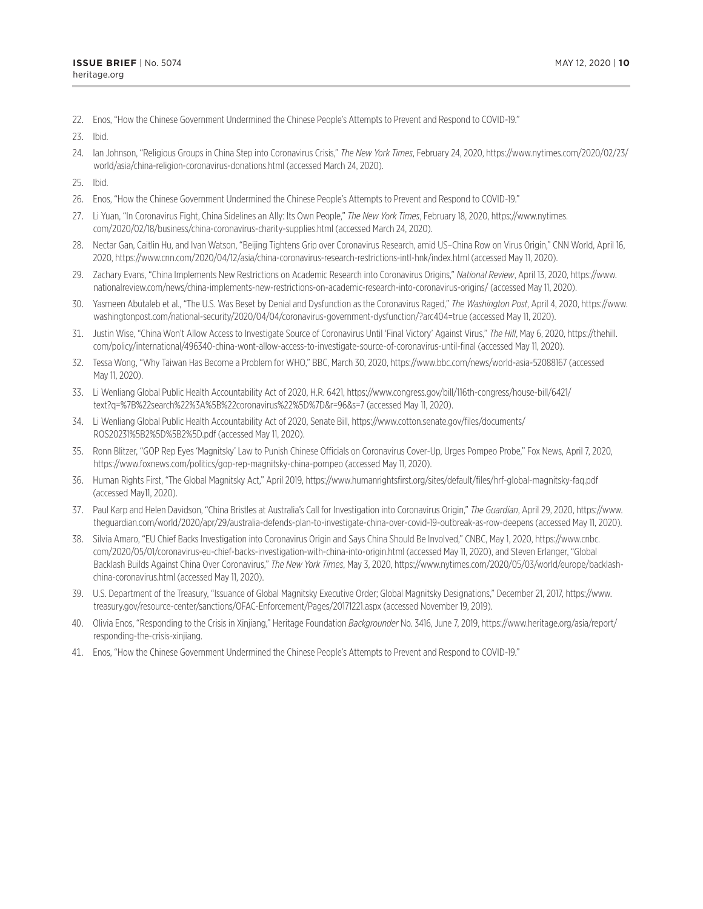22. Enos, "How the Chinese Government Undermined the Chinese People's Attempts to Prevent and Respond to COVID-19."

23. Ibid.

24. Ian Johnson, "Religious Groups in China Step into Coronavirus Crisis," *The New York Times*, February 24, 2020, https://www.nytimes.com/2020/02/23/world/asia/china-religion-coronavirus-donations.html (accessed March 24, 2020).

25. Ibid.

26. Enos, "How the Chinese Government Undermined the Chinese People's Attempts to Prevent and Respond to COVID-19."

27. Li Yuan, "In Coronavirus Fight, China Sidelines an Ally: Its Own People," *The New York Times*, February 18, 2020, https://www.nytimes.com/2020/02/18/business/china-coronavirus-charity-supplies.html (accessed March 24, 2020).

28. Nectar Gan, Caitlin Hu, and Ivan Watson, "Beijing Tightens Grip over Coronavirus Research, amid US–China Row on Virus Origin," CNN World, April 16, 2020, https://www.cnn.com/2020/04/12/asia/china-coronavirus-research-restrictions-intl-hnk/index.html (accessed May 11, 2020).

29. Zachary Evans, "China Implements New Restrictions on Academic Research into Coronavirus Origins," *National Review*, April 13, 2020, https://www.nationalreview.com/news/china-implements-new-restrictions-on-academic-research-into-coronavirus-origins/ (accessed May 11, 2020).

30. Yasmeen Abutaleb et al., "The U.S. Was Beset by Denial and Dysfunction as the Coronavirus Raged," *The Washington Post*, April 4, 2020, https://www.washingtonpost.com/national-security/2020/04/04/coronavirus-government-dysfunction/?arc404=true (accessed May 11, 2020).

31. Justin Wise, "China Won't Allow Access to Investigate Source of Coronavirus Until 'Final Victory' Against Virus," *The Hill*, May 6, 2020, https://thehill.com/policy/international/496340-china-wont-allow-access-to-investigate-source-of-coronavirus-until-final (accessed May 11, 2020).

32. Tessa Wong, "Why Taiwan Has Become a Problem for WHO," BBC, March 30, 2020, https://www.bbc.com/news/world-asia-52088167 (accessed May 11, 2020).

33. Li Wenliang Global Public Health Accountability Act of 2020, H.R. 6421, https://www.congress.gov/bill/116th-congress/house-bill/6421/text?q=%7B%22search%22%3A%5B%22coronavirus%22%5D%7D&r=96&s=7 (accessed May 11, 2020).

34. Li Wenliang Global Public Health Accountability Act of 2020, Senate Bill, https://www.cotton.senate.gov/files/documents/ROS20231%5B2%5D%5B2%5D.pdf (accessed May 11, 2020).

35. Ronn Blitzer, "GOP Rep Eyes 'Magnitsky' Law to Punish Chinese Officials on Coronavirus Cover-Up, Urges Pompeo Probe," Fox News, April 7, 2020, https://www.foxnews.com/politics/gop-rep-magnitsky-china-pompeo (accessed May 11, 2020).

36. Human Rights First, "The Global Magnitsky Act," April 2019, https://www.humanrightsfirst.org/sites/default/files/hrf-global-magnitsky-faq.pdf (accessed May11, 2020).

37. Paul Karp and Helen Davidson, "China Bristles at Australia's Call for Investigation into Coronavirus Origin," *The Guardian*, April 29, 2020, https://www.theguardian.com/world/2020/apr/29/australia-defends-plan-to-investigate-china-over-covid-19-outbreak-as-row-deepens (accessed May 11, 2020).

38. Silvia Amaro, "EU Chief Backs Investigation into Coronavirus Origin and Says China Should Be Involved," CNBC, May 1, 2020, https://www.cnbc.com/2020/05/01/coronavirus-eu-chief-backs-investigation-with-china-into-origin.html (accessed May 11, 2020), and Steven Erlanger, "Global Backlash Builds Against China Over Coronavirus," *The New York Times*, May 3, 2020, https://www.nytimes.com/2020/05/03/world/europe/backlash-china-coronavirus.html (accessed May 11, 2020).

39. U.S. Department of the Treasury, "Issuance of Global Magnitsky Executive Order; Global Magnitsky Designations," December 21, 2017, https://www.treasury.gov/resource-center/sanctions/OFAC-Enforcement/Pages/20171221.aspx (accessed November 19, 2019).

40. Olivia Enos, "Responding to the Crisis in Xinjiang," Heritage Foundation *Backgrounder* No. 3416, June 7, 2019, https://www.heritage.org/asia/report/responding-the-crisis-xinjiang.

41. Enos, "How the Chinese Government Undermined the Chinese People's Attempts to Prevent and Respond to COVID-19."